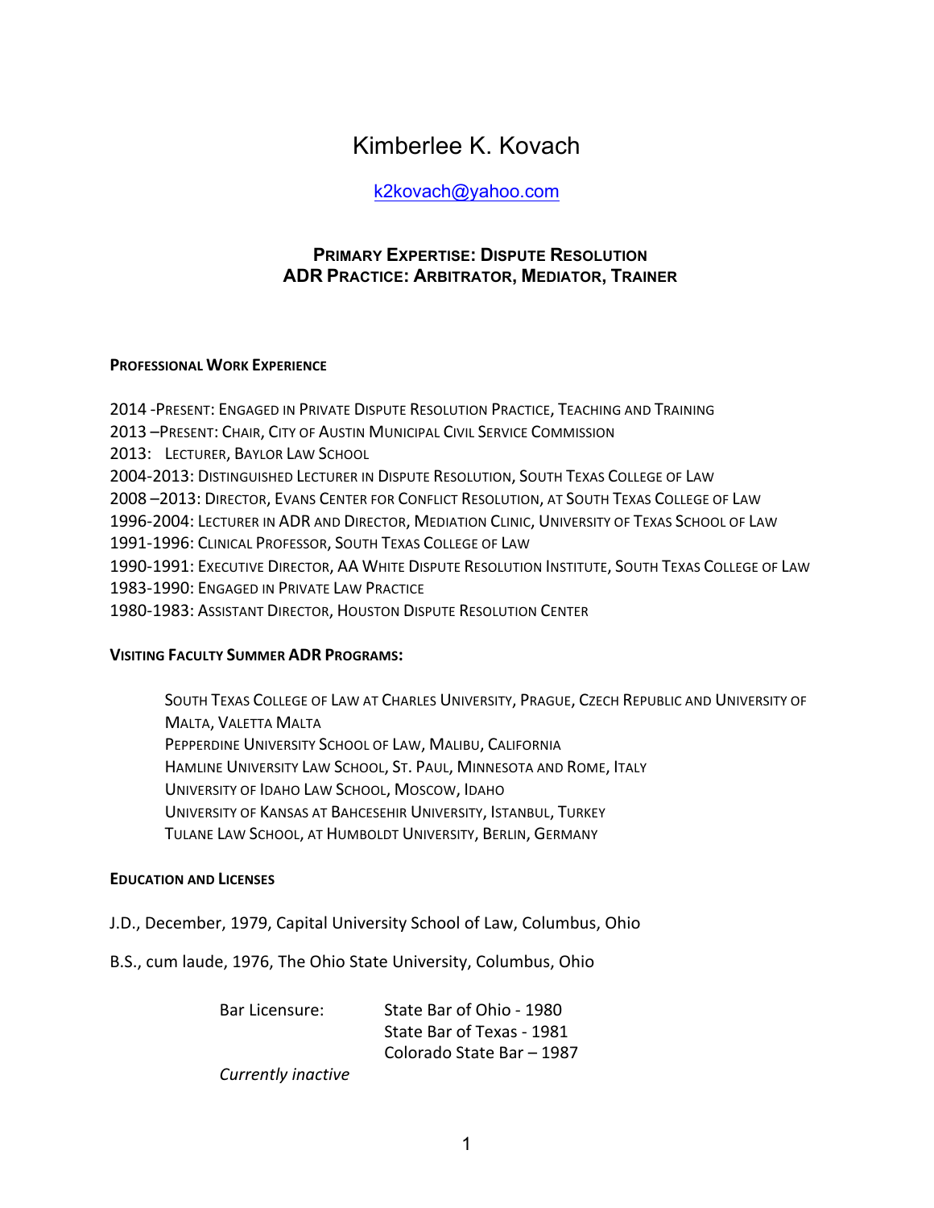# Kimberlee K. Kovach

k2kovach@yahoo.com

**PRIMARY EXPERTISE: DISPUTE RESOLUTION**
**ADR PRACTICE: ARBITRATOR, MEDIATOR, TRAINER**

## PROFESSIONAL WORK EXPERIENCE

2014 -PRESENT: ENGAGED IN PRIVATE DISPUTE RESOLUTION PRACTICE, TEACHING AND TRAINING
2013 –PRESENT: CHAIR, CITY OF AUSTIN MUNICIPAL CIVIL SERVICE COMMISSION
2013: LECTURER, BAYLOR LAW SCHOOL
2004-2013: DISTINGUISHED LECTURER IN DISPUTE RESOLUTION, SOUTH TEXAS COLLEGE OF LAW
2008 –2013: DIRECTOR, EVANS CENTER FOR CONFLICT RESOLUTION, AT SOUTH TEXAS COLLEGE OF LAW
1996-2004: LECTURER IN ADR AND DIRECTOR, MEDIATION CLINIC, UNIVERSITY OF TEXAS SCHOOL OF LAW
1991-1996: CLINICAL PROFESSOR, SOUTH TEXAS COLLEGE OF LAW
1990-1991: EXECUTIVE DIRECTOR, AA WHITE DISPUTE RESOLUTION INSTITUTE, SOUTH TEXAS COLLEGE OF LAW
1983-1990: ENGAGED IN PRIVATE LAW PRACTICE
1980-1983: ASSISTANT DIRECTOR, HOUSTON DISPUTE RESOLUTION CENTER

## VISITING FACULTY SUMMER ADR PROGRAMS:

SOUTH TEXAS COLLEGE OF LAW AT CHARLES UNIVERSITY, PRAGUE, CZECH REPUBLIC AND UNIVERSITY OF MALTA, VALETTA MALTA
PEPPERDINE UNIVERSITY SCHOOL OF LAW, MALIBU, CALIFORNIA
HAMLINE UNIVERSITY LAW SCHOOL, ST. PAUL, MINNESOTA AND ROME, ITALY
UNIVERSITY OF IDAHO LAW SCHOOL, MOSCOW, IDAHO
UNIVERSITY OF KANSAS AT BAHCESEHIR UNIVERSITY, ISTANBUL, TURKEY
TULANE LAW SCHOOL, AT HUMBOLDT UNIVERSITY, BERLIN, GERMANY

## EDUCATION AND LICENSES

J.D., December, 1979, Capital University School of Law, Columbus, Ohio

B.S., cum laude, 1976, The Ohio State University, Columbus, Ohio

Bar Licensure: State Bar of Ohio - 1980
State Bar of Texas - 1981
Colorado State Bar – 1987

*Currently inactive*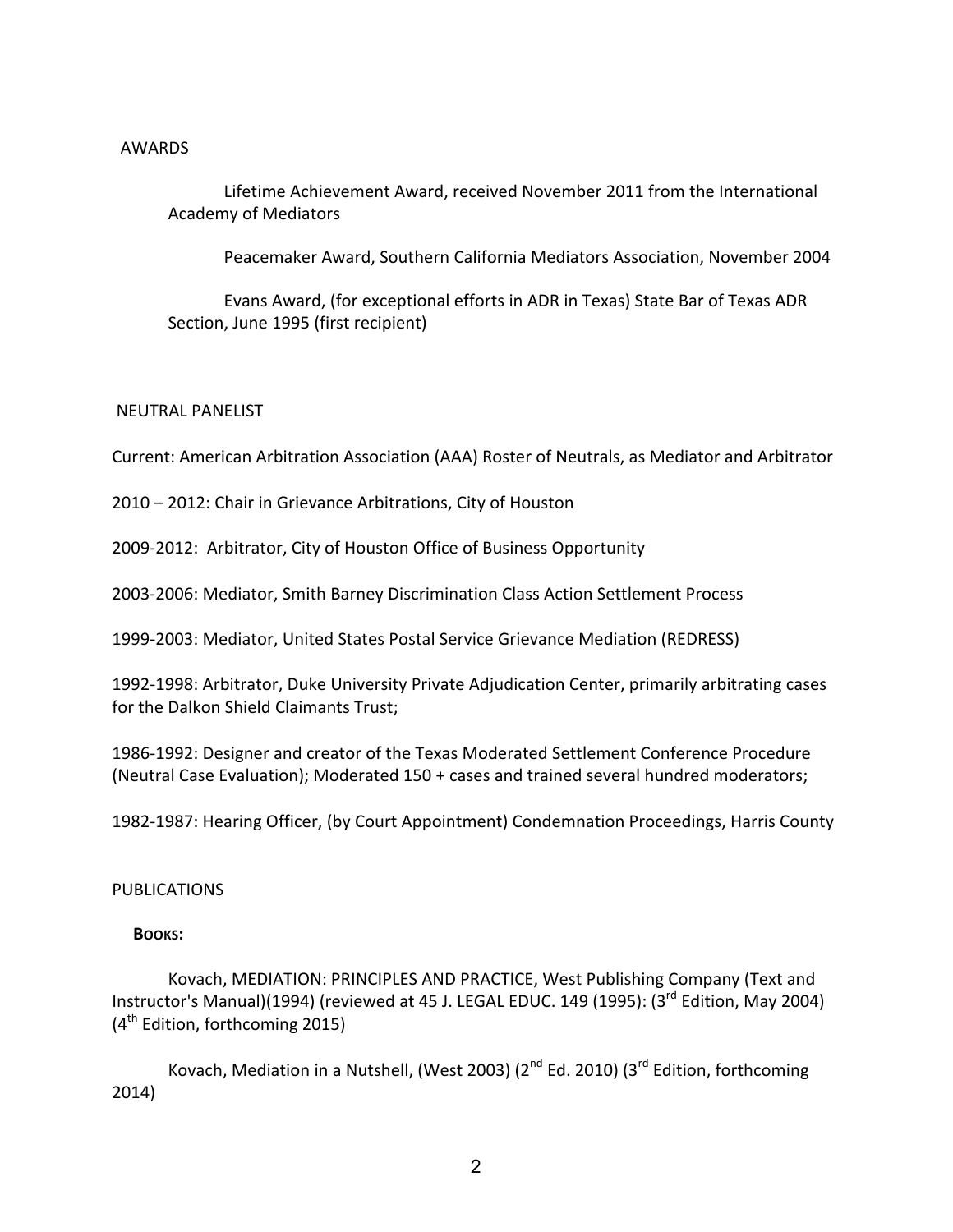## AWARDS

Lifetime Achievement Award, received November 2011 from the International Academy of Mediators

Peacemaker Award, Southern California Mediators Association, November 2004

Evans Award, (for exceptional efforts in ADR in Texas) State Bar of Texas ADR Section, June 1995 (first recipient)

## NEUTRAL PANELIST

Current: American Arbitration Association (AAA) Roster of Neutrals, as Mediator and Arbitrator

2010 – 2012: Chair in Grievance Arbitrations, City of Houston

2009-2012: Arbitrator, City of Houston Office of Business Opportunity

2003-2006: Mediator, Smith Barney Discrimination Class Action Settlement Process

1999-2003: Mediator, United States Postal Service Grievance Mediation (REDRESS)

1992-1998: Arbitrator, Duke University Private Adjudication Center, primarily arbitrating cases for the Dalkon Shield Claimants Trust;

1986-1992: Designer and creator of the Texas Moderated Settlement Conference Procedure (Neutral Case Evaluation); Moderated 150 + cases and trained several hundred moderators;

1982-1987: Hearing Officer, (by Court Appointment) Condemnation Proceedings, Harris County

## PUBLICATIONS

### BOOKS:

Kovach, MEDIATION: PRINCIPLES AND PRACTICE, West Publishing Company (Text and Instructor's Manual)(1994) (reviewed at 45 J. LEGAL EDUC. 149 (1995): (3rd Edition, May 2004) (4th Edition, forthcoming 2015)

Kovach, Mediation in a Nutshell, (West 2003) (2nd Ed. 2010) (3rd Edition, forthcoming 2014)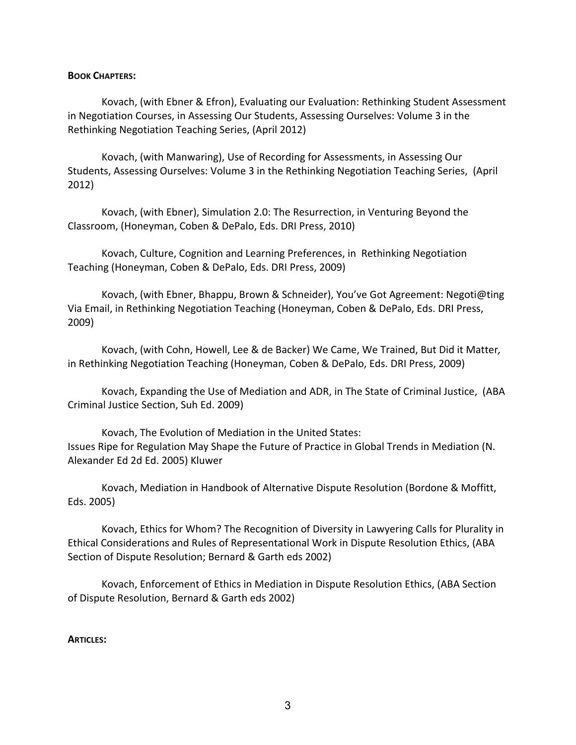**BOOK CHAPTERS:**

Kovach, (with Ebner & Efron), Evaluating our Evaluation: Rethinking Student Assessment in Negotiation Courses, in Assessing Our Students, Assessing Ourselves: Volume 3 in the Rethinking Negotiation Teaching Series, (April 2012)

Kovach, (with Manwaring), Use of Recording for Assessments, in Assessing Our Students, Assessing Ourselves: Volume 3 in the Rethinking Negotiation Teaching Series, (April 2012)

Kovach, (with Ebner), Simulation 2.0: The Resurrection, in Venturing Beyond the Classroom, (Honeyman, Coben & DePalo, Eds. DRI Press, 2010)

Kovach, Culture, Cognition and Learning Preferences, in Rethinking Negotiation Teaching (Honeyman, Coben & DePalo, Eds. DRI Press, 2009)

Kovach, (with Ebner, Bhappu, Brown & Schneider), You've Got Agreement: Negoti@ting Via Email, in Rethinking Negotiation Teaching (Honeyman, Coben & DePalo, Eds. DRI Press, 2009)

Kovach, (with Cohn, Howell, Lee & de Backer) We Came, We Trained, But Did it Matter*,* in Rethinking Negotiation Teaching (Honeyman, Coben & DePalo, Eds. DRI Press, 2009)

Kovach, Expanding the Use of Mediation and ADR, in The State of Criminal Justice, (ABA Criminal Justice Section, Suh Ed. 2009)

Kovach, The Evolution of Mediation in the United States:
Issues Ripe for Regulation May Shape the Future of Practice in Global Trends in Mediation (N. Alexander Ed 2d Ed. 2005) Kluwer

Kovach, Mediation in Handbook of Alternative Dispute Resolution (Bordone & Moffitt, Eds. 2005)

Kovach, Ethics for Whom? The Recognition of Diversity in Lawyering Calls for Plurality in Ethical Considerations and Rules of Representational Work in Dispute Resolution Ethics, (ABA Section of Dispute Resolution; Bernard & Garth eds 2002)

Kovach, Enforcement of Ethics in Mediation in Dispute Resolution Ethics, (ABA Section of Dispute Resolution, Bernard & Garth eds 2002)

**ARTICLES:**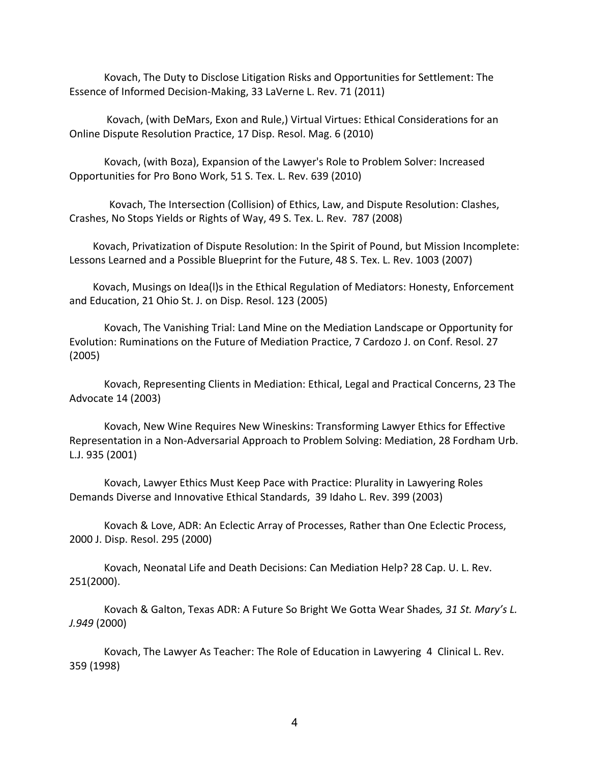Kovach, The Duty to Disclose Litigation Risks and Opportunities for Settlement: The Essence of Informed Decision-Making, 33 LaVerne L. Rev. 71 (2011)

Kovach, (with DeMars, Exon and Rule,) Virtual Virtues: Ethical Considerations for an Online Dispute Resolution Practice, 17 Disp. Resol. Mag. 6 (2010)

Kovach, (with Boza), Expansion of the Lawyer's Role to Problem Solver: Increased Opportunities for Pro Bono Work, 51 S. Tex. L. Rev. 639 (2010)

Kovach, The Intersection (Collision) of Ethics, Law, and Dispute Resolution: Clashes, Crashes, No Stops Yields or Rights of Way, 49 S. Tex. L. Rev. 787 (2008)

Kovach, Privatization of Dispute Resolution: In the Spirit of Pound, but Mission Incomplete: Lessons Learned and a Possible Blueprint for the Future, 48 S. Tex. L. Rev. 1003 (2007)

Kovach, Musings on Idea(l)s in the Ethical Regulation of Mediators: Honesty, Enforcement and Education, 21 Ohio St. J. on Disp. Resol. 123 (2005)

Kovach, The Vanishing Trial: Land Mine on the Mediation Landscape or Opportunity for Evolution: Ruminations on the Future of Mediation Practice, 7 Cardozo J. on Conf. Resol. 27 (2005)

Kovach, Representing Clients in Mediation: Ethical, Legal and Practical Concerns, 23 The Advocate 14 (2003)

Kovach, New Wine Requires New Wineskins: Transforming Lawyer Ethics for Effective Representation in a Non-Adversarial Approach to Problem Solving: Mediation, 28 Fordham Urb. L.J. 935 (2001)

Kovach, Lawyer Ethics Must Keep Pace with Practice: Plurality in Lawyering Roles Demands Diverse and Innovative Ethical Standards, 39 Idaho L. Rev. 399 (2003)

Kovach & Love, ADR: An Eclectic Array of Processes, Rather than One Eclectic Process, 2000 J. Disp. Resol. 295 (2000)

Kovach, Neonatal Life and Death Decisions: Can Mediation Help? 28 Cap. U. L. Rev. 251(2000).

Kovach & Galton, Texas ADR: A Future So Bright We Gotta Wear Shades*, 31 St. Mary's L. J.949* (2000)

Kovach, The Lawyer As Teacher: The Role of Education in Lawyering 4 Clinical L. Rev. 359 (1998)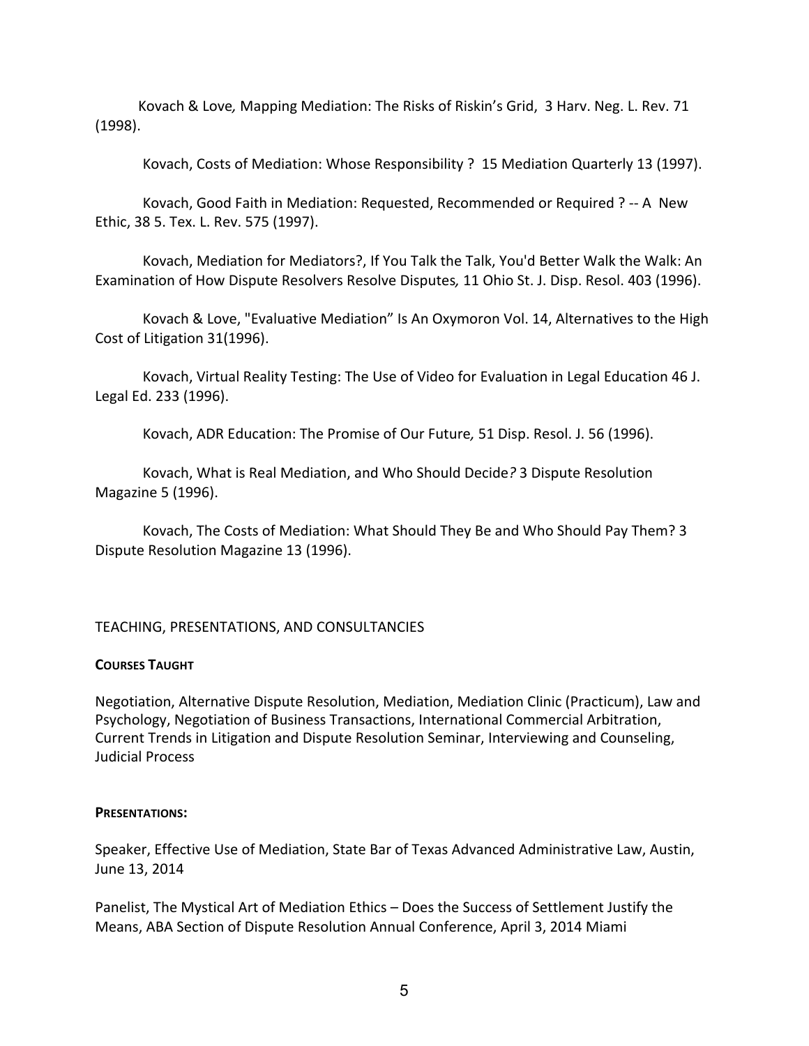Kovach & Love*,* Mapping Mediation: The Risks of Riskin's Grid, 3 Harv. Neg. L. Rev. 71 (1998).

Kovach, Costs of Mediation: Whose Responsibility ? 15 Mediation Quarterly 13 (1997).

Kovach, Good Faith in Mediation: Requested, Recommended or Required ? -- A New Ethic, 38 5. Tex. L. Rev. 575 (1997).

Kovach, Mediation for Mediators?, If You Talk the Talk, You'd Better Walk the Walk: An Examination of How Dispute Resolvers Resolve Disputes*,* 11 Ohio St. J. Disp. Resol. 403 (1996).

Kovach & Love, "Evaluative Mediation" Is An Oxymoron Vol. 14, Alternatives to the High Cost of Litigation 31(1996).

Kovach, Virtual Reality Testing: The Use of Video for Evaluation in Legal Education 46 J. Legal Ed. 233 (1996).

Kovach, ADR Education: The Promise of Our Future*,* 51 Disp. Resol. J. 56 (1996).

Kovach, What is Real Mediation, and Who Should Decide*?* 3 Dispute Resolution Magazine 5 (1996).

Kovach, The Costs of Mediation: What Should They Be and Who Should Pay Them? 3 Dispute Resolution Magazine 13 (1996).

## TEACHING, PRESENTATIONS, AND CONSULTANCIES

**COURSES TAUGHT**

Negotiation, Alternative Dispute Resolution, Mediation, Mediation Clinic (Practicum), Law and Psychology, Negotiation of Business Transactions, International Commercial Arbitration, Current Trends in Litigation and Dispute Resolution Seminar, Interviewing and Counseling, Judicial Process

**PRESENTATIONS:**

Speaker, Effective Use of Mediation, State Bar of Texas Advanced Administrative Law, Austin, June 13, 2014

Panelist, The Mystical Art of Mediation Ethics – Does the Success of Settlement Justify the Means, ABA Section of Dispute Resolution Annual Conference, April 3, 2014 Miami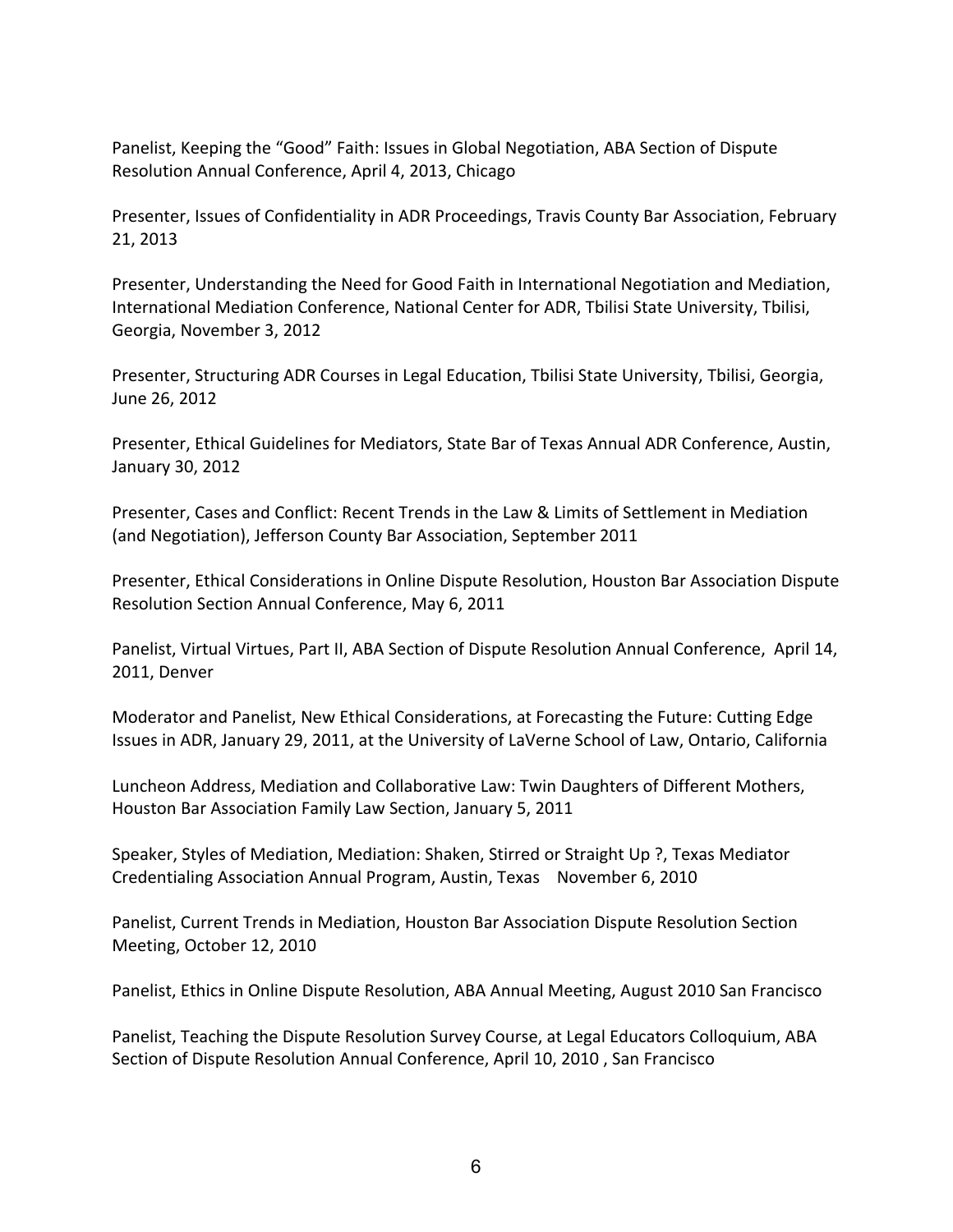Panelist, Keeping the "Good" Faith: Issues in Global Negotiation, ABA Section of Dispute Resolution Annual Conference, April 4, 2013, Chicago

Presenter, Issues of Confidentiality in ADR Proceedings, Travis County Bar Association, February 21, 2013

Presenter, Understanding the Need for Good Faith in International Negotiation and Mediation, International Mediation Conference, National Center for ADR, Tbilisi State University, Tbilisi, Georgia, November 3, 2012

Presenter, Structuring ADR Courses in Legal Education, Tbilisi State University, Tbilisi, Georgia, June 26, 2012

Presenter, Ethical Guidelines for Mediators, State Bar of Texas Annual ADR Conference, Austin, January 30, 2012

Presenter, Cases and Conflict: Recent Trends in the Law & Limits of Settlement in Mediation (and Negotiation), Jefferson County Bar Association, September 2011

Presenter, Ethical Considerations in Online Dispute Resolution, Houston Bar Association Dispute Resolution Section Annual Conference, May 6, 2011

Panelist, Virtual Virtues, Part II, ABA Section of Dispute Resolution Annual Conference, April 14, 2011, Denver

Moderator and Panelist, New Ethical Considerations, at Forecasting the Future: Cutting Edge Issues in ADR, January 29, 2011, at the University of LaVerne School of Law, Ontario, California

Luncheon Address, Mediation and Collaborative Law: Twin Daughters of Different Mothers, Houston Bar Association Family Law Section, January 5, 2011

Speaker, Styles of Mediation, Mediation: Shaken, Stirred or Straight Up ?, Texas Mediator Credentialing Association Annual Program, Austin, Texas November 6, 2010

Panelist, Current Trends in Mediation, Houston Bar Association Dispute Resolution Section Meeting, October 12, 2010

Panelist, Ethics in Online Dispute Resolution, ABA Annual Meeting, August 2010 San Francisco

Panelist, Teaching the Dispute Resolution Survey Course, at Legal Educators Colloquium, ABA Section of Dispute Resolution Annual Conference, April 10, 2010 , San Francisco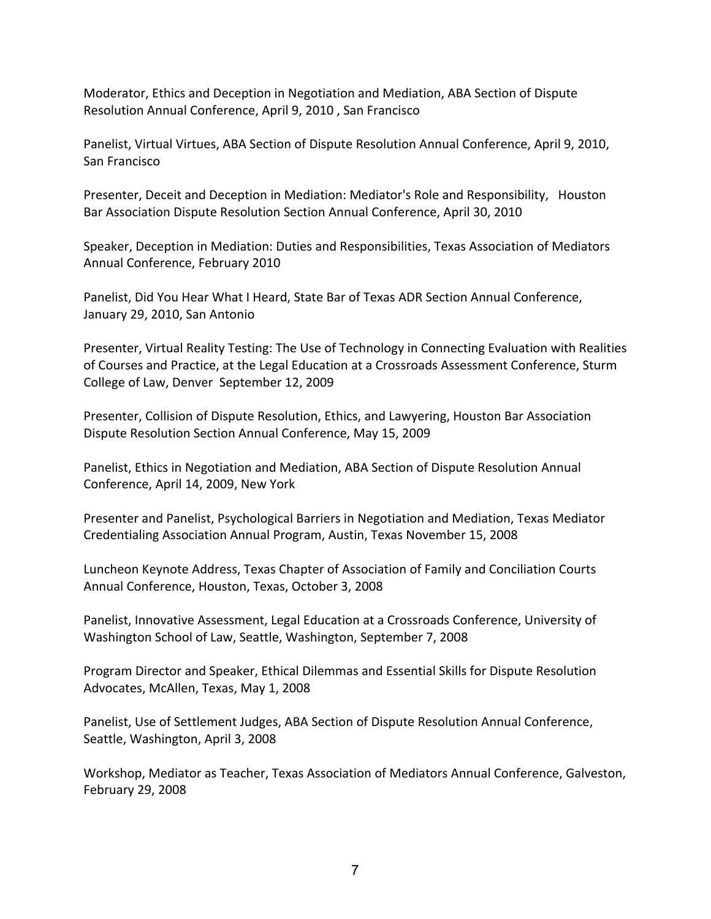Moderator, Ethics and Deception in Negotiation and Mediation, ABA Section of Dispute Resolution Annual Conference, April 9, 2010 , San Francisco

Panelist, Virtual Virtues, ABA Section of Dispute Resolution Annual Conference, April 9, 2010, San Francisco

Presenter, Deceit and Deception in Mediation: Mediator's Role and Responsibility, Houston Bar Association Dispute Resolution Section Annual Conference, April 30, 2010

Speaker, Deception in Mediation: Duties and Responsibilities, Texas Association of Mediators Annual Conference, February 2010

Panelist, Did You Hear What I Heard, State Bar of Texas ADR Section Annual Conference, January 29, 2010, San Antonio

Presenter, Virtual Reality Testing: The Use of Technology in Connecting Evaluation with Realities of Courses and Practice, at the Legal Education at a Crossroads Assessment Conference, Sturm College of Law, Denver September 12, 2009

Presenter, Collision of Dispute Resolution, Ethics, and Lawyering, Houston Bar Association Dispute Resolution Section Annual Conference, May 15, 2009

Panelist, Ethics in Negotiation and Mediation, ABA Section of Dispute Resolution Annual Conference, April 14, 2009, New York

Presenter and Panelist, Psychological Barriers in Negotiation and Mediation, Texas Mediator Credentialing Association Annual Program, Austin, Texas November 15, 2008

Luncheon Keynote Address, Texas Chapter of Association of Family and Conciliation Courts Annual Conference, Houston, Texas, October 3, 2008

Panelist, Innovative Assessment, Legal Education at a Crossroads Conference, University of Washington School of Law, Seattle, Washington, September 7, 2008

Program Director and Speaker, Ethical Dilemmas and Essential Skills for Dispute Resolution Advocates, McAllen, Texas, May 1, 2008

Panelist, Use of Settlement Judges, ABA Section of Dispute Resolution Annual Conference, Seattle, Washington, April 3, 2008

Workshop, Mediator as Teacher, Texas Association of Mediators Annual Conference, Galveston, February 29, 2008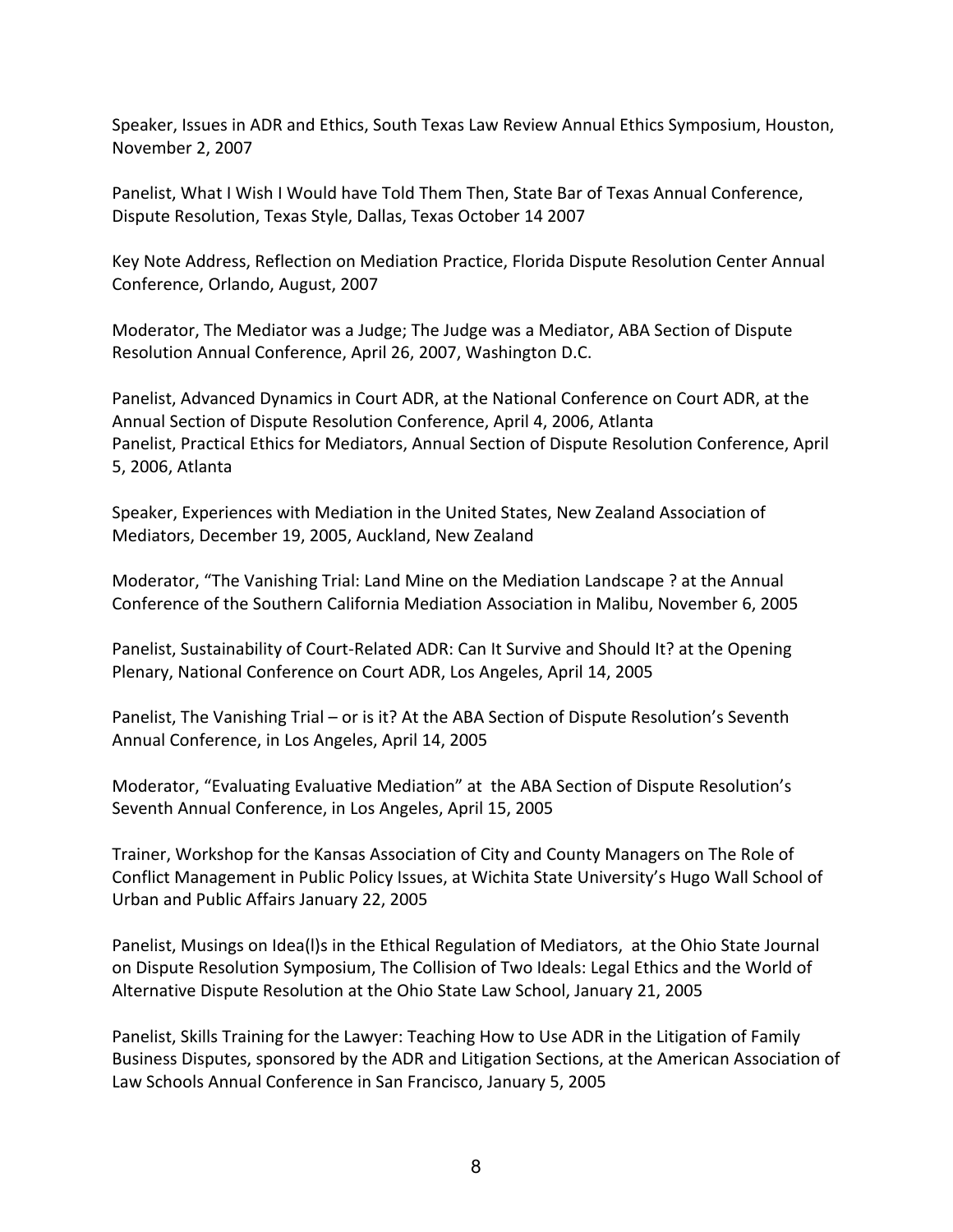Speaker, Issues in ADR and Ethics, South Texas Law Review Annual Ethics Symposium, Houston, November 2, 2007

Panelist, What I Wish I Would have Told Them Then, State Bar of Texas Annual Conference, Dispute Resolution, Texas Style, Dallas, Texas October 14 2007

Key Note Address, Reflection on Mediation Practice, Florida Dispute Resolution Center Annual Conference, Orlando, August, 2007

Moderator, The Mediator was a Judge; The Judge was a Mediator, ABA Section of Dispute Resolution Annual Conference, April 26, 2007, Washington D.C.

Panelist, Advanced Dynamics in Court ADR, at the National Conference on Court ADR, at the Annual Section of Dispute Resolution Conference, April 4, 2006, Atlanta
Panelist, Practical Ethics for Mediators, Annual Section of Dispute Resolution Conference, April 5, 2006, Atlanta

Speaker, Experiences with Mediation in the United States, New Zealand Association of Mediators, December 19, 2005, Auckland, New Zealand

Moderator, "The Vanishing Trial: Land Mine on the Mediation Landscape ? at the Annual Conference of the Southern California Mediation Association in Malibu, November 6, 2005

Panelist, Sustainability of Court-Related ADR: Can It Survive and Should It? at the Opening Plenary, National Conference on Court ADR, Los Angeles, April 14, 2005

Panelist, The Vanishing Trial – or is it? At the ABA Section of Dispute Resolution's Seventh Annual Conference, in Los Angeles, April 14, 2005

Moderator, "Evaluating Evaluative Mediation" at the ABA Section of Dispute Resolution's Seventh Annual Conference, in Los Angeles, April 15, 2005

Trainer, Workshop for the Kansas Association of City and County Managers on The Role of Conflict Management in Public Policy Issues, at Wichita State University's Hugo Wall School of Urban and Public Affairs January 22, 2005

Panelist, Musings on Idea(l)s in the Ethical Regulation of Mediators, at the Ohio State Journal on Dispute Resolution Symposium, The Collision of Two Ideals: Legal Ethics and the World of Alternative Dispute Resolution at the Ohio State Law School, January 21, 2005

Panelist, Skills Training for the Lawyer: Teaching How to Use ADR in the Litigation of Family Business Disputes, sponsored by the ADR and Litigation Sections, at the American Association of Law Schools Annual Conference in San Francisco, January 5, 2005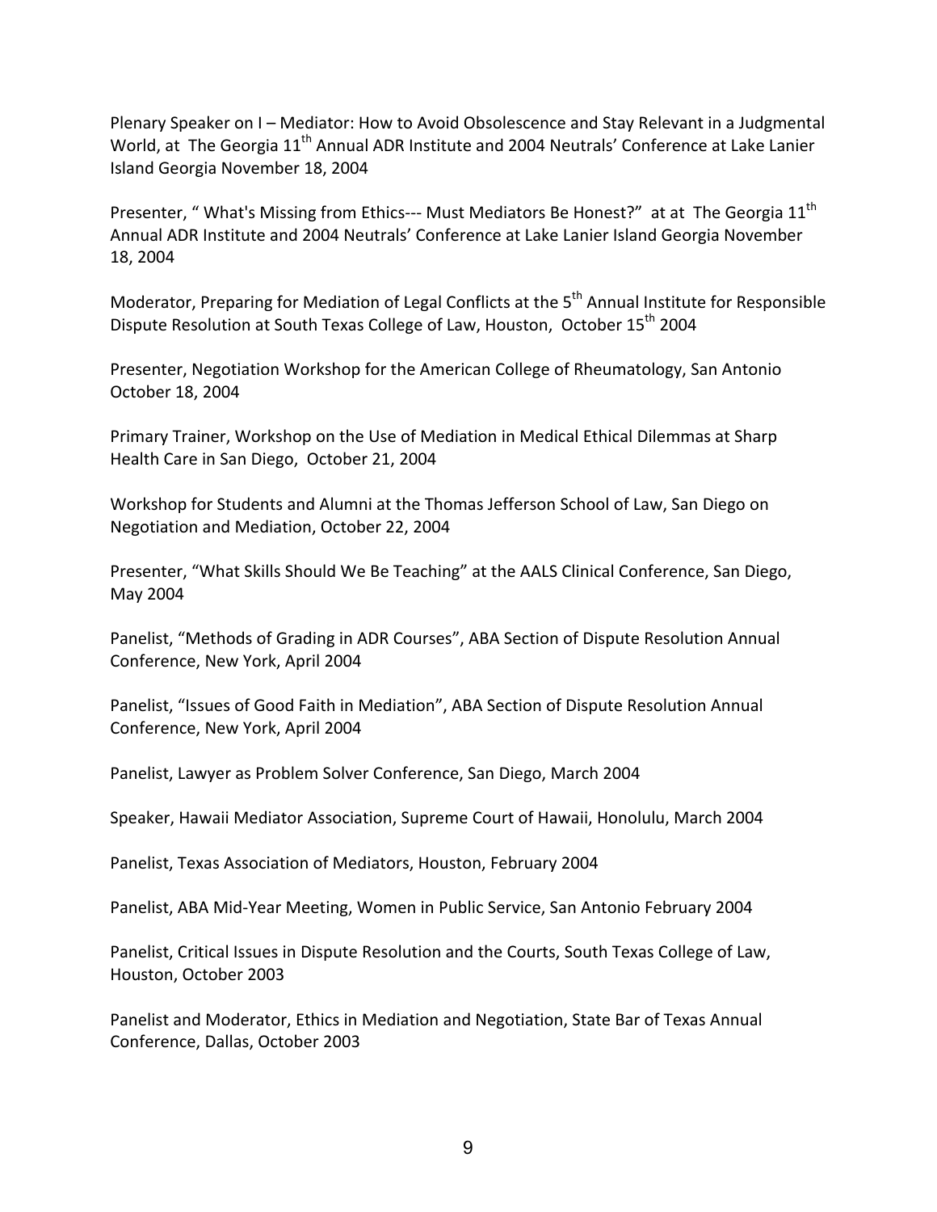Plenary Speaker on I – Mediator: How to Avoid Obsolescence and Stay Relevant in a Judgmental World, at The Georgia 11th Annual ADR Institute and 2004 Neutrals' Conference at Lake Lanier Island Georgia November 18, 2004

Presenter, " What's Missing from Ethics--- Must Mediators Be Honest?" at at The Georgia 11th Annual ADR Institute and 2004 Neutrals' Conference at Lake Lanier Island Georgia November 18, 2004

Moderator, Preparing for Mediation of Legal Conflicts at the 5th Annual Institute for Responsible Dispute Resolution at South Texas College of Law, Houston, October 15th 2004

Presenter, Negotiation Workshop for the American College of Rheumatology, San Antonio October 18, 2004

Primary Trainer, Workshop on the Use of Mediation in Medical Ethical Dilemmas at Sharp Health Care in San Diego, October 21, 2004

Workshop for Students and Alumni at the Thomas Jefferson School of Law, San Diego on Negotiation and Mediation, October 22, 2004

Presenter, "What Skills Should We Be Teaching" at the AALS Clinical Conference, San Diego, May 2004

Panelist, "Methods of Grading in ADR Courses", ABA Section of Dispute Resolution Annual Conference, New York, April 2004

Panelist, "Issues of Good Faith in Mediation", ABA Section of Dispute Resolution Annual Conference, New York, April 2004

Panelist, Lawyer as Problem Solver Conference, San Diego, March 2004

Speaker, Hawaii Mediator Association, Supreme Court of Hawaii, Honolulu, March 2004

Panelist, Texas Association of Mediators, Houston, February 2004

Panelist, ABA Mid-Year Meeting, Women in Public Service, San Antonio February 2004

Panelist, Critical Issues in Dispute Resolution and the Courts, South Texas College of Law, Houston, October 2003

Panelist and Moderator, Ethics in Mediation and Negotiation, State Bar of Texas Annual Conference, Dallas, October 2003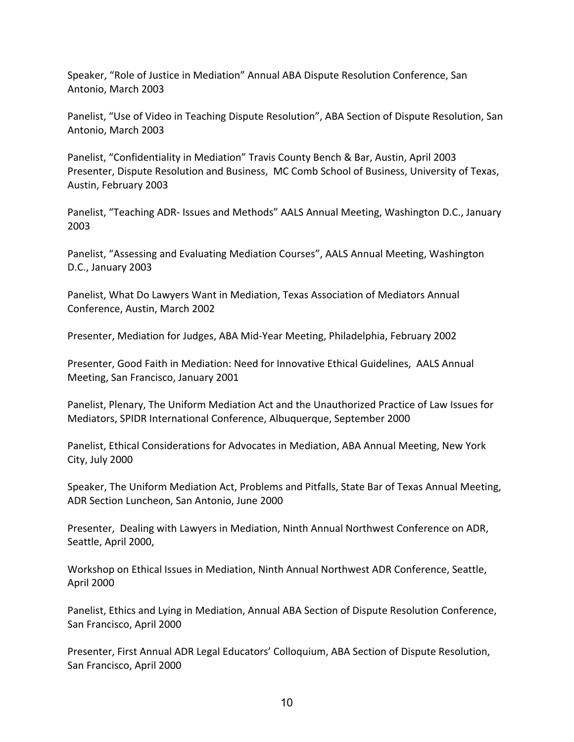Speaker, "Role of Justice in Mediation" Annual ABA Dispute Resolution Conference, San Antonio, March 2003

Panelist, "Use of Video in Teaching Dispute Resolution", ABA Section of Dispute Resolution, San Antonio, March 2003

Panelist, "Confidentiality in Mediation" Travis County Bench & Bar, Austin, April 2003
Presenter, Dispute Resolution and Business, MC Comb School of Business, University of Texas, Austin, February 2003

Panelist, "Teaching ADR- Issues and Methods" AALS Annual Meeting, Washington D.C., January 2003

Panelist, "Assessing and Evaluating Mediation Courses", AALS Annual Meeting, Washington D.C., January 2003

Panelist, What Do Lawyers Want in Mediation, Texas Association of Mediators Annual Conference, Austin, March 2002

Presenter, Mediation for Judges, ABA Mid-Year Meeting, Philadelphia, February 2002

Presenter, Good Faith in Mediation: Need for Innovative Ethical Guidelines, AALS Annual Meeting, San Francisco, January 2001

Panelist, Plenary, The Uniform Mediation Act and the Unauthorized Practice of Law Issues for Mediators, SPIDR International Conference, Albuquerque, September 2000

Panelist, Ethical Considerations for Advocates in Mediation, ABA Annual Meeting, New York City, July 2000

Speaker, The Uniform Mediation Act, Problems and Pitfalls, State Bar of Texas Annual Meeting, ADR Section Luncheon, San Antonio, June 2000

Presenter, Dealing with Lawyers in Mediation, Ninth Annual Northwest Conference on ADR, Seattle, April 2000,

Workshop on Ethical Issues in Mediation, Ninth Annual Northwest ADR Conference, Seattle, April 2000

Panelist, Ethics and Lying in Mediation, Annual ABA Section of Dispute Resolution Conference, San Francisco, April 2000

Presenter, First Annual ADR Legal Educators' Colloquium, ABA Section of Dispute Resolution, San Francisco, April 2000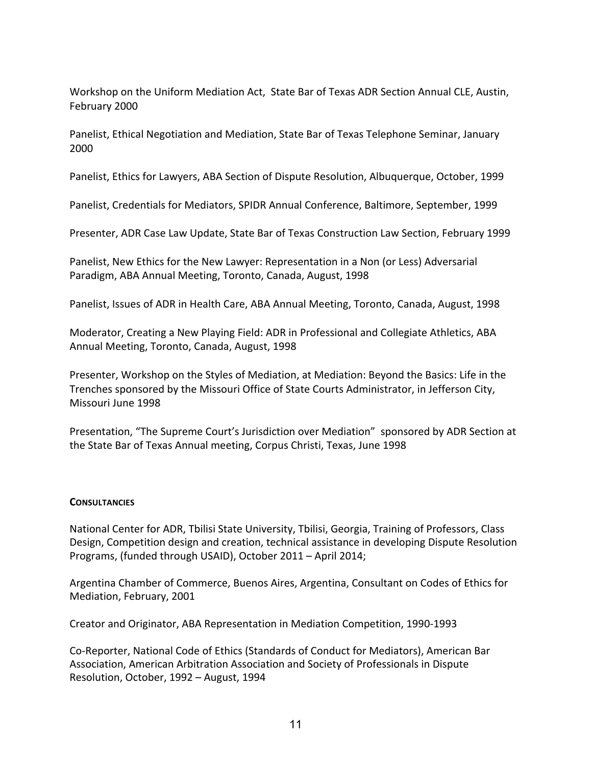Workshop on the Uniform Mediation Act, State Bar of Texas ADR Section Annual CLE, Austin, February 2000

Panelist, Ethical Negotiation and Mediation, State Bar of Texas Telephone Seminar, January 2000

Panelist, Ethics for Lawyers, ABA Section of Dispute Resolution, Albuquerque, October, 1999

Panelist, Credentials for Mediators, SPIDR Annual Conference, Baltimore, September, 1999

Presenter, ADR Case Law Update, State Bar of Texas Construction Law Section, February 1999

Panelist, New Ethics for the New Lawyer: Representation in a Non (or Less) Adversarial Paradigm, ABA Annual Meeting, Toronto, Canada, August, 1998

Panelist, Issues of ADR in Health Care, ABA Annual Meeting, Toronto, Canada, August, 1998

Moderator, Creating a New Playing Field: ADR in Professional and Collegiate Athletics, ABA Annual Meeting, Toronto, Canada, August, 1998

Presenter, Workshop on the Styles of Mediation, at Mediation: Beyond the Basics: Life in the Trenches sponsored by the Missouri Office of State Courts Administrator, in Jefferson City, Missouri June 1998

Presentation, "The Supreme Court's Jurisdiction over Mediation" sponsored by ADR Section at the State Bar of Texas Annual meeting, Corpus Christi, Texas, June 1998

**CONSULTANCIES**

National Center for ADR, Tbilisi State University, Tbilisi, Georgia, Training of Professors, Class Design, Competition design and creation, technical assistance in developing Dispute Resolution Programs, (funded through USAID), October 2011 – April 2014;

Argentina Chamber of Commerce, Buenos Aires, Argentina, Consultant on Codes of Ethics for Mediation, February, 2001

Creator and Originator, ABA Representation in Mediation Competition, 1990-1993

Co-Reporter, National Code of Ethics (Standards of Conduct for Mediators), American Bar Association, American Arbitration Association and Society of Professionals in Dispute Resolution, October, 1992 – August, 1994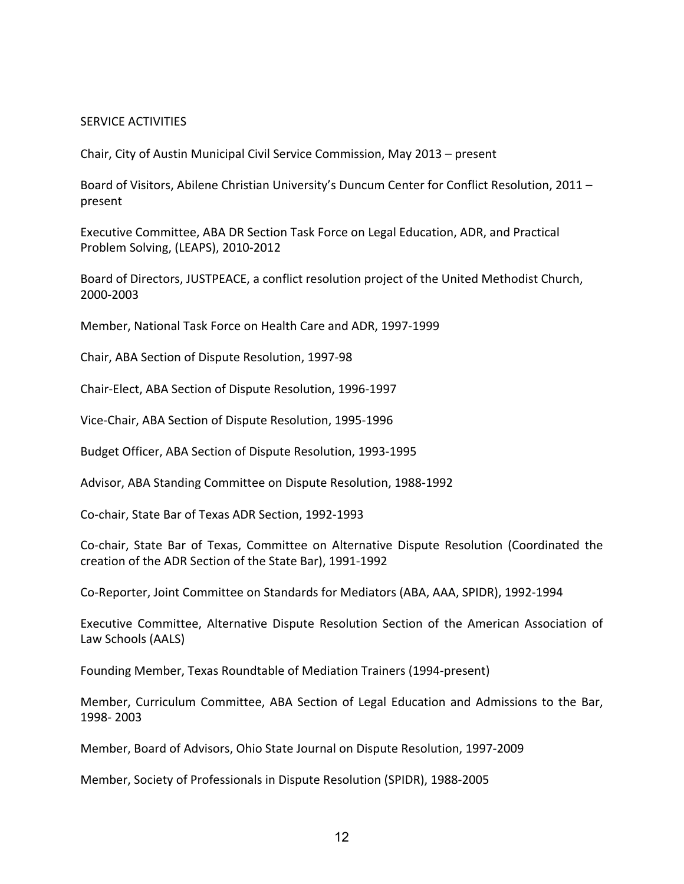## SERVICE ACTIVITIES

Chair, City of Austin Municipal Civil Service Commission, May 2013 – present

Board of Visitors, Abilene Christian University's Duncum Center for Conflict Resolution, 2011 – present

Executive Committee, ABA DR Section Task Force on Legal Education, ADR, and Practical Problem Solving, (LEAPS), 2010-2012

Board of Directors, JUSTPEACE, a conflict resolution project of the United Methodist Church, 2000-2003

Member, National Task Force on Health Care and ADR, 1997-1999

Chair, ABA Section of Dispute Resolution, 1997-98

Chair-Elect, ABA Section of Dispute Resolution, 1996-1997

Vice-Chair, ABA Section of Dispute Resolution, 1995-1996

Budget Officer, ABA Section of Dispute Resolution, 1993-1995

Advisor, ABA Standing Committee on Dispute Resolution, 1988-1992

Co-chair, State Bar of Texas ADR Section, 1992-1993

Co-chair, State Bar of Texas, Committee on Alternative Dispute Resolution (Coordinated the creation of the ADR Section of the State Bar), 1991-1992

Co-Reporter, Joint Committee on Standards for Mediators (ABA, AAA, SPIDR), 1992-1994

Executive Committee, Alternative Dispute Resolution Section of the American Association of Law Schools (AALS)

Founding Member, Texas Roundtable of Mediation Trainers (1994-present)

Member, Curriculum Committee, ABA Section of Legal Education and Admissions to the Bar, 1998- 2003

Member, Board of Advisors, Ohio State Journal on Dispute Resolution, 1997-2009

Member, Society of Professionals in Dispute Resolution (SPIDR), 1988-2005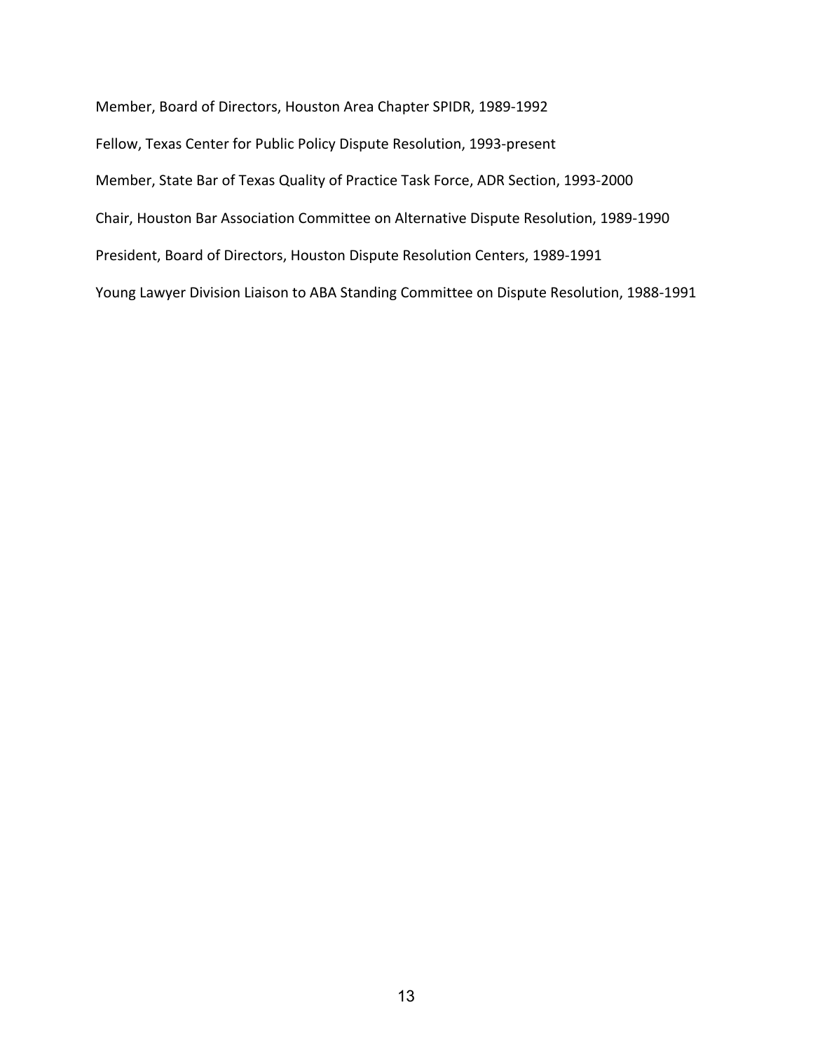Member, Board of Directors, Houston Area Chapter SPIDR, 1989-1992

Fellow, Texas Center for Public Policy Dispute Resolution, 1993-present

Member, State Bar of Texas Quality of Practice Task Force, ADR Section, 1993-2000

Chair, Houston Bar Association Committee on Alternative Dispute Resolution, 1989-1990

President, Board of Directors, Houston Dispute Resolution Centers, 1989-1991

Young Lawyer Division Liaison to ABA Standing Committee on Dispute Resolution, 1988-1991